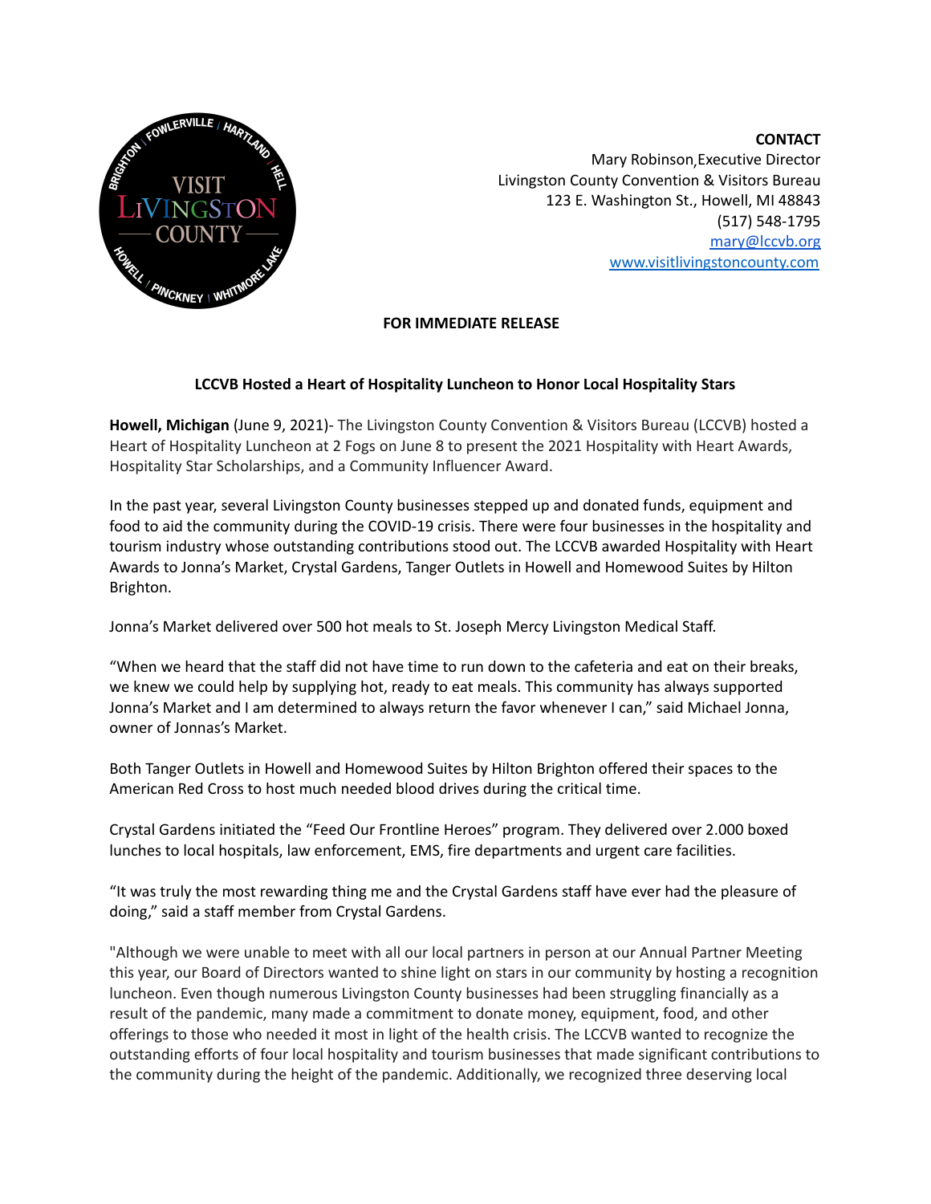**CONTACT**
Mary Robinson,Executive Director
Livingston County Convention & Visitors Bureau
123 E. Washington St., Howell, MI 48843
(517) 548-1795
mary@lccvb.org
www.visitlivingstoncounty.com

**FOR IMMEDIATE RELEASE**

## LCCVB Hosted a Heart of Hospitality Luncheon to Honor Local Hospitality Stars

**Howell, Michigan** (June 9, 2021)- The Livingston County Convention & Visitors Bureau (LCCVB) hosted a Heart of Hospitality Luncheon at 2 Fogs on June 8 to present the 2021 Hospitality with Heart Awards, Hospitality Star Scholarships, and a Community Influencer Award.

In the past year, several Livingston County businesses stepped up and donated funds, equipment and food to aid the community during the COVID-19 crisis. There were four businesses in the hospitality and tourism industry whose outstanding contributions stood out. The LCCVB awarded Hospitality with Heart Awards to Jonna's Market, Crystal Gardens, Tanger Outlets in Howell and Homewood Suites by Hilton Brighton.

Jonna's Market delivered over 500 hot meals to St. Joseph Mercy Livingston Medical Staff.

"When we heard that the staff did not have time to run down to the cafeteria and eat on their breaks, we knew we could help by supplying hot, ready to eat meals. This community has always supported Jonna's Market and I am determined to always return the favor whenever I can," said Michael Jonna, owner of Jonnas's Market.

Both Tanger Outlets in Howell and Homewood Suites by Hilton Brighton offered their spaces to the American Red Cross to host much needed blood drives during the critical time.

Crystal Gardens initiated the "Feed Our Frontline Heroes" program. They delivered over 2.000 boxed lunches to local hospitals, law enforcement, EMS, fire departments and urgent care facilities.

"It was truly the most rewarding thing me and the Crystal Gardens staff have ever had the pleasure of doing," said a staff member from Crystal Gardens.

"Although we were unable to meet with all our local partners in person at our Annual Partner Meeting this year, our Board of Directors wanted to shine light on stars in our community by hosting a recognition luncheon. Even though numerous Livingston County businesses had been struggling financially as a result of the pandemic, many made a commitment to donate money, equipment, food, and other offerings to those who needed it most in light of the health crisis. The LCCVB wanted to recognize the outstanding efforts of four local hospitality and tourism businesses that made significant contributions to the community during the height of the pandemic. Additionally, we recognized three deserving local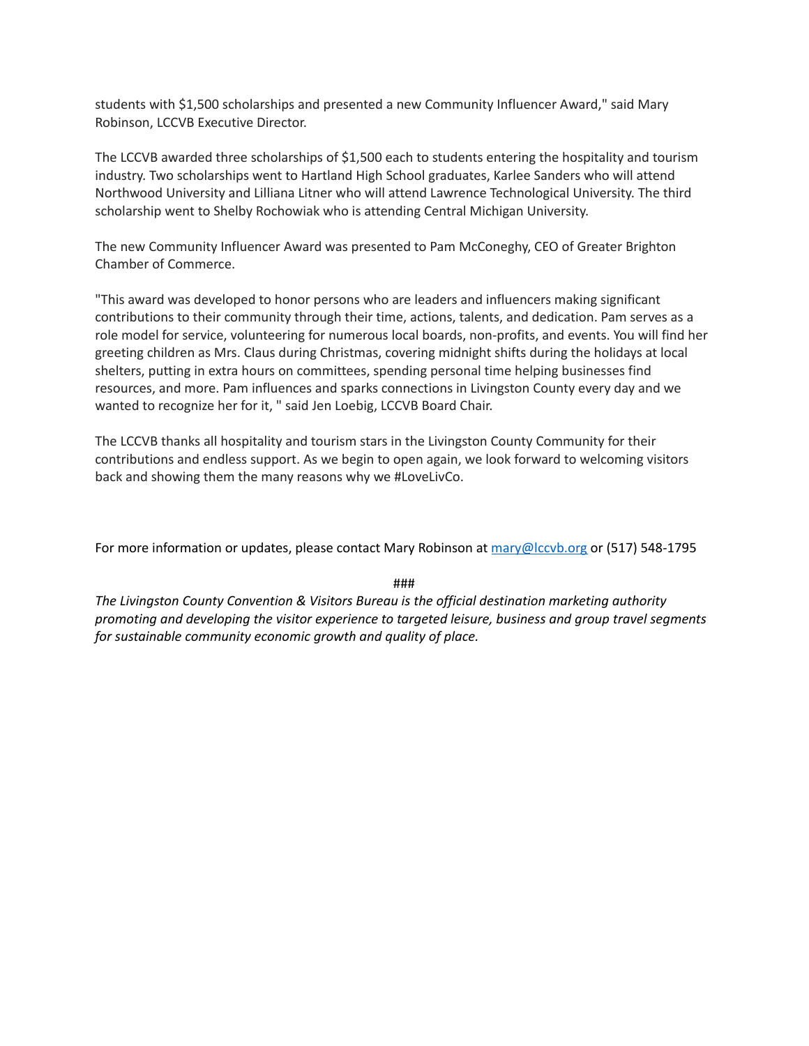students with $1,500 scholarships and presented a new Community Influencer Award," said Mary Robinson, LCCVB Executive Director.

The LCCVB awarded three scholarships of $1,500 each to students entering the hospitality and tourism industry. Two scholarships went to Hartland High School graduates, Karlee Sanders who will attend Northwood University and Lilliana Litner who will attend Lawrence Technological University. The third scholarship went to Shelby Rochowiak who is attending Central Michigan University.

The new Community Influencer Award was presented to Pam McConeghy, CEO of Greater Brighton Chamber of Commerce.

"This award was developed to honor persons who are leaders and influencers making significant contributions to their community through their time, actions, talents, and dedication. Pam serves as a role model for service, volunteering for numerous local boards, non-profits, and events. You will find her greeting children as Mrs. Claus during Christmas, covering midnight shifts during the holidays at local shelters, putting in extra hours on committees, spending personal time helping businesses find resources, and more. Pam influences and sparks connections in Livingston County every day and we wanted to recognize her for it, " said Jen Loebig, LCCVB Board Chair.

The LCCVB thanks all hospitality and tourism stars in the Livingston County Community for their contributions and endless support. As we begin to open again, we look forward to welcoming visitors back and showing them the many reasons why we #LoveLivCo.

For more information or updates, please contact Mary Robinson at mary@lccvb.org or (517) 548-1795

###

*The Livingston County Convention & Visitors Bureau is the official destination marketing authority promoting and developing the visitor experience to targeted leisure, business and group travel segments for sustainable community economic growth and quality of place.*